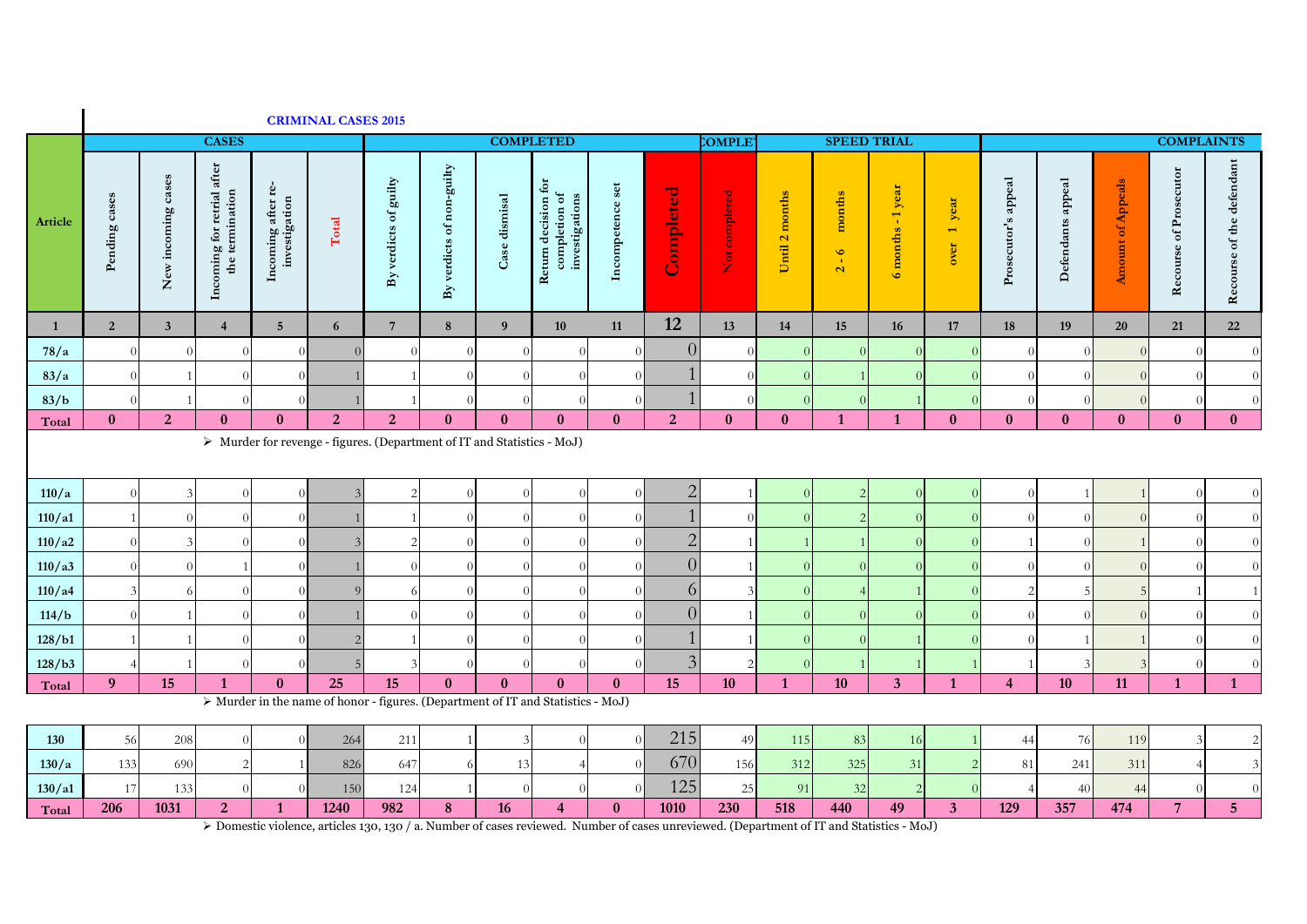## CRIMINAL CASES 2015

| Article | CASES | | | | | COMPLETED | | | | | | NOT COMPLETED | SPEED TRIAL | | | | COMPLAINTS | | | | |
|---|---|---|---|---|---|---|---|---|---|---|---|---|---|---|---|---|---|---|---|---|---|
| | Pending cases | New incoming cases | Incoming for retrial after the termination | Incoming after re-investigation | Total | By verdicts of guilty | By verdicts of non-guilty | Case dismisal | Return decision for completion of investigations | Incompetence set | Completed | Not completed | Until 2 months | 2 - 6 months | 6 months - 1 year | over 1 year | Prosecutor's appeal | Defendants appeal | Amount of Appeals | Recourse of Prosecutor | Recourse of the defendant |
| 1 | 2 | 3 | 4 | 5 | 6 | 7 | 8 | 9 | 10 | 11 | 12 | 13 | 14 | 15 | 16 | 17 | 18 | 19 | 20 | 21 | 22 |
| 78/a | 0 | 0 | 0 | 0 | 0 | 0 | 0 | 0 | 0 | 0 | 0 | 0 | 0 | 0 | 0 | 0 | 0 | 0 | 0 | 0 | 0 |
| 83/a | 0 | 1 | 0 | 0 | 1 | 1 | 0 | 0 | 0 | 0 | 1 | 0 | 0 | 1 | 0 | 0 | 0 | 0 | 0 | 0 | 0 |
| 83/b | 0 | 1 | 0 | 0 | 1 | 1 | 0 | 0 | 0 | 0 | 1 | 0 | 0 | 0 | 1 | 0 | 0 | 0 | 0 | 0 | 0 |
| **Total** | **0** | **2** | **0** | **0** | **2** | **2** | **0** | **0** | **0** | **0** | **2** | **0** | **0** | **1** | **1** | **0** | **0** | **0** | **0** | **0** | **0** |

➢ Murder for revenge - figures. (Department of IT and Statistics - MoJ)

| Article | Pending cases | New incoming cases | Incoming for retrial after the termination | Incoming after re-investigation | Total | By verdicts of guilty | By verdicts of non-guilty | Case dismisal | Return decision for completion of investigations | Incompetence set | Completed | Not completed | Until 2 months | 2 - 6 months | 6 months - 1 year | over 1 year | Prosecutor's appeal | Defendants appeal | Amount of Appeals | Recourse of Prosecutor | Recourse of the defendant |
|---|---|---|---|---|---|---|---|---|---|---|---|---|---|---|---|---|---|---|---|---|---|
| 110/a | 0 | 3 | 0 | 0 | 3 | 2 | 0 | 0 | 0 | 0 | 2 | 1 | 0 | 2 | 0 | 0 | 0 | 1 | 1 | 0 | 0 |
| 110/a1 | 1 | 0 | 0 | 0 | 1 | 1 | 0 | 0 | 0 | 0 | 1 | 0 | 0 | 2 | 0 | 0 | 0 | 0 | 0 | 0 | 0 |
| 110/a2 | 0 | 3 | 0 | 0 | 3 | 2 | 0 | 0 | 0 | 0 | 2 | 1 | 1 | 1 | 0 | 0 | 1 | 0 | 1 | 0 | 0 |
| 110/a3 | 0 | 0 | 1 | 0 | 1 | 0 | 0 | 0 | 0 | 0 | 0 | 1 | 0 | 0 | 0 | 0 | 0 | 0 | 0 | 0 | 0 |
| 110/a4 | 3 | 6 | 0 | 0 | 9 | 6 | 0 | 0 | 0 | 0 | 6 | 3 | 0 | 4 | 1 | 0 | 2 | 5 | 5 | 1 | 1 |
| 114/b | 0 | 1 | 0 | 0 | 1 | 0 | 0 | 0 | 0 | 0 | 0 | 1 | 0 | 0 | 0 | 0 | 0 | 0 | 0 | 0 | 0 |
| 128/b1 | 1 | 1 | 0 | 0 | 2 | 1 | 0 | 0 | 0 | 0 | 1 | 1 | 0 | 0 | 1 | 0 | 0 | 1 | 1 | 0 | 0 |
| 128/b3 | 4 | 1 | 0 | 0 | 5 | 3 | 0 | 0 | 0 | 0 | 3 | 2 | 0 | 1 | 1 | 1 | 1 | 3 | 3 | 0 | 0 |
| **Total** | **9** | **15** | **1** | **0** | **25** | **15** | **0** | **0** | **0** | **0** | **15** | **10** | **1** | **10** | **3** | **1** | **4** | **10** | **11** | **1** | **1** |

➢ Murder in the name of honor - figures. (Department of IT and Statistics - MoJ)

| Article | Pending cases | New incoming cases | Incoming for retrial after the termination | Incoming after re-investigation | Total | By verdicts of guilty | By verdicts of non-guilty | Case dismisal | Return decision for completion of investigations | Incompetence set | Completed | Not completed | Until 2 months | 2 - 6 months | 6 months - 1 year | over 1 year | Prosecutor's appeal | Defendants appeal | Amount of Appeals | Recourse of Prosecutor | Recourse of the defendant |
|---|---|---|---|---|---|---|---|---|---|---|---|---|---|---|---|---|---|---|---|---|---|
| 130 | 56 | 208 | 0 | 0 | 264 | 211 | 1 | 3 | 0 | 0 | 215 | 49 | 115 | 83 | 16 | 1 | 44 | 76 | 119 | 3 | 2 |
| 130/a | 133 | 690 | 2 | 1 | 826 | 647 | 6 | 13 | 4 | 0 | 670 | 156 | 312 | 325 | 31 | 2 | 81 | 241 | 311 | 4 | 3 |
| 130/a1 | 17 | 133 | 0 | 0 | 150 | 124 | 1 | 0 | 0 | 0 | 125 | 25 | 91 | 32 | 2 | 0 | 4 | 40 | 44 | 0 | 0 |
| **Total** | **206** | **1031** | **2** | **1** | **1240** | **982** | **8** | **16** | **4** | **0** | **1010** | **230** | **518** | **440** | **49** | **3** | **129** | **357** | **474** | **7** | **5** |

➢ Domestic violence, articles 130, 130 / a. Number of cases reviewed. Number of cases unreviewed. (Department of IT and Statistics - MoJ)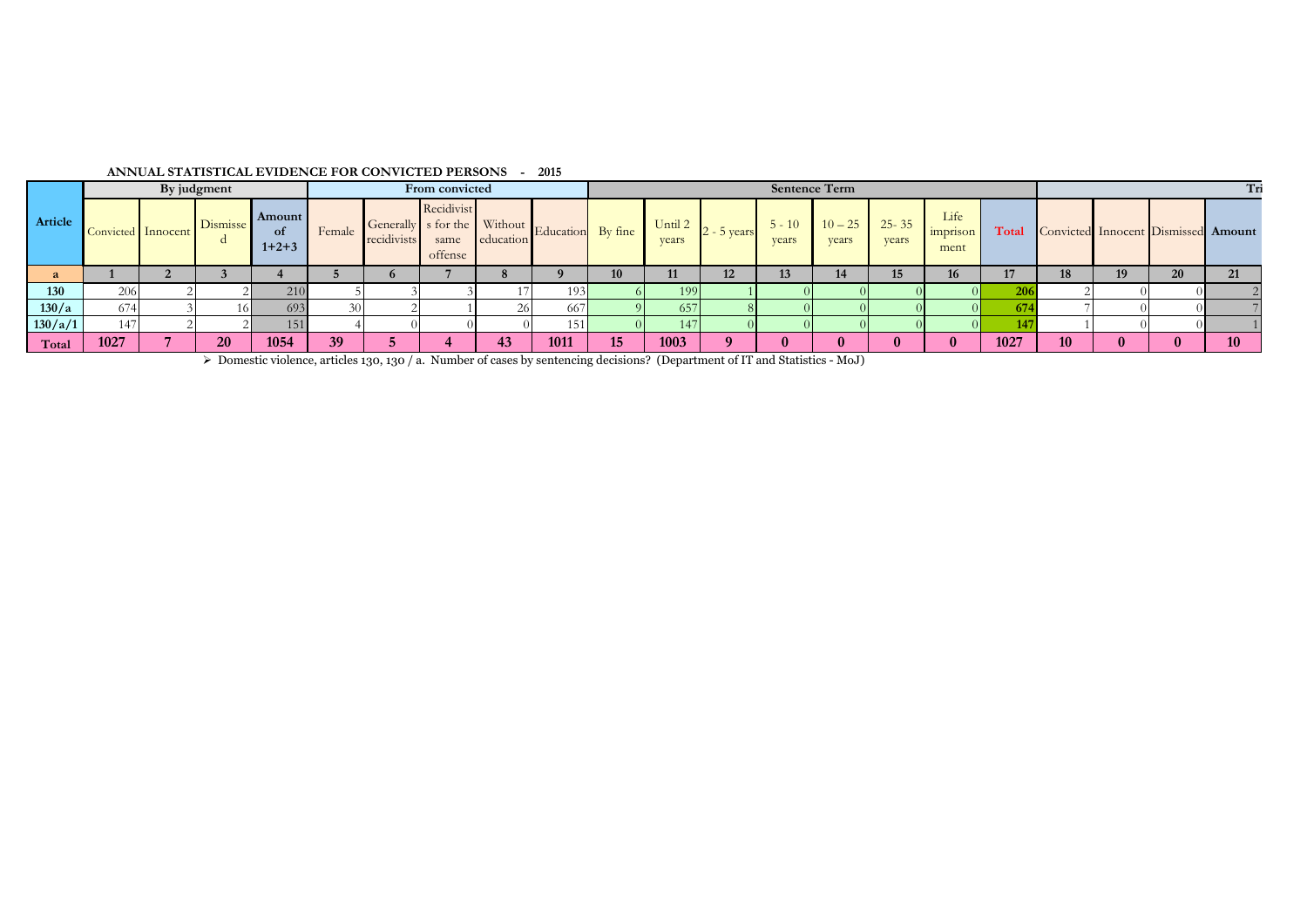**ANNUAL STATISTICAL EVIDENCE FOR CONVICTED PERSONS - 2015**

| Article | By judgment | | | | From convicted | | | | | Sentence Term | | | | | | | | Tri | | | |
|---|---|---|---|---|---|---|---|---|---|---|---|---|---|---|---|---|---|---|---|---|---|
| | Convicted | Innocent | Dismissed | Amount of 1+2+3 | Female | Generally recidivists | Recidivists for the same offense | Without education | Education | By fine | Until 2 years | 2 - 5 years | 5 - 10 years | 10 – 25 years | 25- 35 years | Life imprisonment | Total | Convicted | Innocent | Dismissed | Amount |
| a | 1 | 2 | 3 | 4 | 5 | 6 | 7 | 8 | 9 | 10 | 11 | 12 | 13 | 14 | 15 | 16 | 17 | 18 | 19 | 20 | 21 |
| 130 | 206 | 2 | 2 | 210 | 5 | 3 | 3 | 17 | 193 | 6 | 199 | 1 | 0 | 0 | 0 | 0 | 206 | 2 | 0 | 0 | 2 |
| 130/a | 674 | 3 | 16 | 693 | 30 | 2 | 1 | 26 | 667 | 9 | 657 | 8 | 0 | 0 | 0 | 0 | 674 | 7 | 0 | 0 | 7 |
| 130/a/1 | 147 | 2 | 2 | 151 | 4 | 0 | 0 | 0 | 151 | 0 | 147 | 0 | 0 | 0 | 0 | 0 | 147 | 1 | 0 | 0 | 1 |
| Total | 1027 | 7 | 20 | 1054 | 39 | 5 | 4 | 43 | 1011 | 15 | 1003 | 9 | 0 | 0 | 0 | 0 | 1027 | 10 | 0 | 0 | 10 |

- Domestic violence, articles 130, 130 / a. Number of cases by sentencing decisions? (Department of IT and Statistics - MoJ)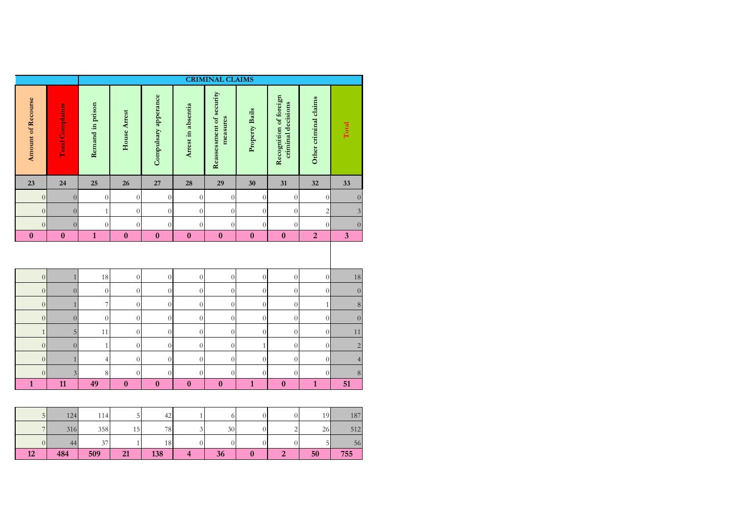| | | CRIMINAL CLAIMS | | | | | | | | |
|---|---|---|---|---|---|---|---|---|---|---|
| Amount of Recourse | Total Complaints | Remand in prison | House Arrest | Compulsary apperance | Arrest in absentia | Reassessment of security measures | Property Bails | Recognition of foreign criminal decisions | Other criminal claims | Total |
| 23 | 24 | 25 | 26 | 27 | 28 | 29 | 30 | 31 | 32 | 33 |
| 0 | 0 | 0 | 0 | 0 | 0 | 0 | 0 | 0 | 0 | 0 |
| 0 | 0 | 1 | 0 | 0 | 0 | 0 | 0 | 0 | 2 | 3 |
| 0 | 0 | 0 | 0 | 0 | 0 | 0 | 0 | 0 | 0 | 0 |
| **0** | **0** | **1** | **0** | **0** | **0** | **0** | **0** | **0** | **2** | **3** |
| | | | | | | | | | | |
| 0 | 1 | 18 | 0 | 0 | 0 | 0 | 0 | 0 | 0 | 18 |
| 0 | 0 | 0 | 0 | 0 | 0 | 0 | 0 | 0 | 0 | 0 |
| 0 | 1 | 7 | 0 | 0 | 0 | 0 | 0 | 0 | 1 | 8 |
| 0 | 0 | 0 | 0 | 0 | 0 | 0 | 0 | 0 | 0 | 0 |
| 1 | 5 | 11 | 0 | 0 | 0 | 0 | 0 | 0 | 0 | 11 |
| 0 | 0 | 1 | 0 | 0 | 0 | 0 | 1 | 0 | 0 | 2 |
| 0 | 1 | 4 | 0 | 0 | 0 | 0 | 0 | 0 | 0 | 4 |
| 0 | 3 | 8 | 0 | 0 | 0 | 0 | 0 | 0 | 0 | 8 |
| **1** | **11** | **49** | **0** | **0** | **0** | **0** | **1** | **0** | **1** | **51** |
| | | | | | | | | | | |
| 5 | 124 | 114 | 5 | 42 | 1 | 6 | 0 | 0 | 19 | 187 |
| 7 | 316 | 358 | 15 | 78 | 3 | 30 | 0 | 2 | 26 | 512 |
| 0 | 44 | 37 | 1 | 18 | 0 | 0 | 0 | 0 | 5 | 56 |
| **12** | **484** | **509** | **21** | **138** | **4** | **36** | **0** | **2** | **50** | **755** |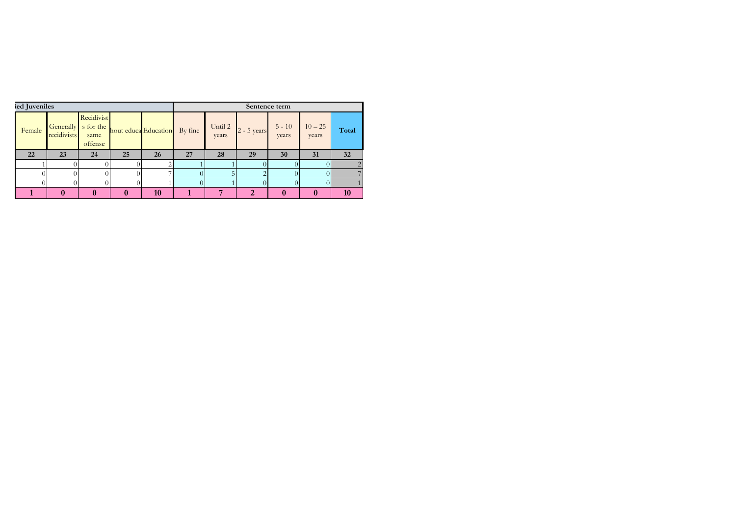| ied Juveniles | | | | | Sentence term | | | | | |
|---|---|---|---|---|---|---|---|---|---|---|
| Female | Generally recidivists | Recidivists for the same offense | hout educa | Education | By fine | Until 2 years | 2 - 5 years | 5 - 10 years | 10 – 25 years | Total |
| 22 | 23 | 24 | 25 | 26 | 27 | 28 | 29 | 30 | 31 | 32 |
| 1 | 0 | 0 | 0 | 2 | 1 | 1 | 0 | 0 | 0 | 2 |
| 0 | 0 | 0 | 0 | 7 | 0 | 5 | 2 | 0 | 0 | 7 |
| 0 | 0 | 0 | 0 | 1 | 0 | 1 | 0 | 0 | 0 | 1 |
| **1** | **0** | **0** | **0** | **10** | **1** | **7** | **2** | **0** | **0** | **10** |